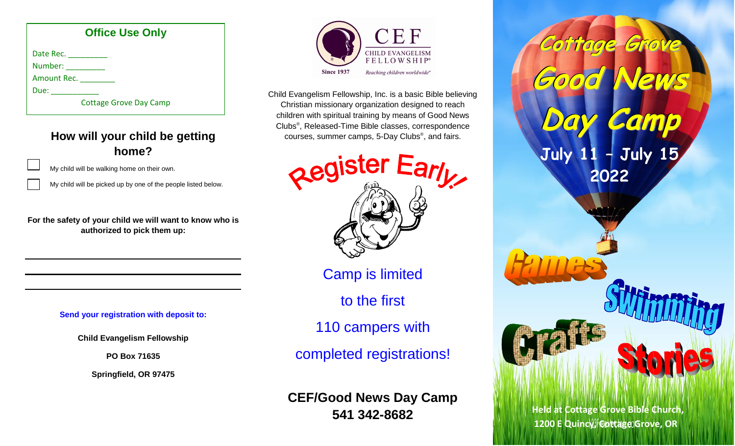## Office Use Only

Date Rec. _________

Number: _________

Amount Rec. ________

Due: ___________

Cottage Grove Day Camp

## How will your child be getting home?

☐ My child will be walking home on their own.

☐ My child will be picked up by one of the people listed below.

**For the safety of your child we will want to know who is authorized to pick them up:**

______________________________________________

______________________________________________

______________________________________________

**Send your registration with deposit to:**

**Child Evangelism Fellowship**

**PO Box 71635**

**Springfield, OR 97475**

CEF
CHILD EVANGELISM FELLOWSHIP®
Since 1937
*Reaching children worldwide*™

Child Evangelism Fellowship, Inc. is a basic Bible believing Christian missionary organization designed to reach children with spiritual training by means of Good News Clubs®, Released-Time Bible classes, correspondence courses, summer camps, 5-Day Clubs®, and fairs.

Register Early!

Camp is limited to the first 110 campers with completed registrations!

**CEF/Good News Day Camp**
**541 342-8682**

# Cottage Grove Good News Day Camp

## July 11 – July 15 2022

Games

Swimming

Crafts

Stories

**Held at Cottage Grove Bible Church, 1200 E Quincy, Cottage Grove, OR**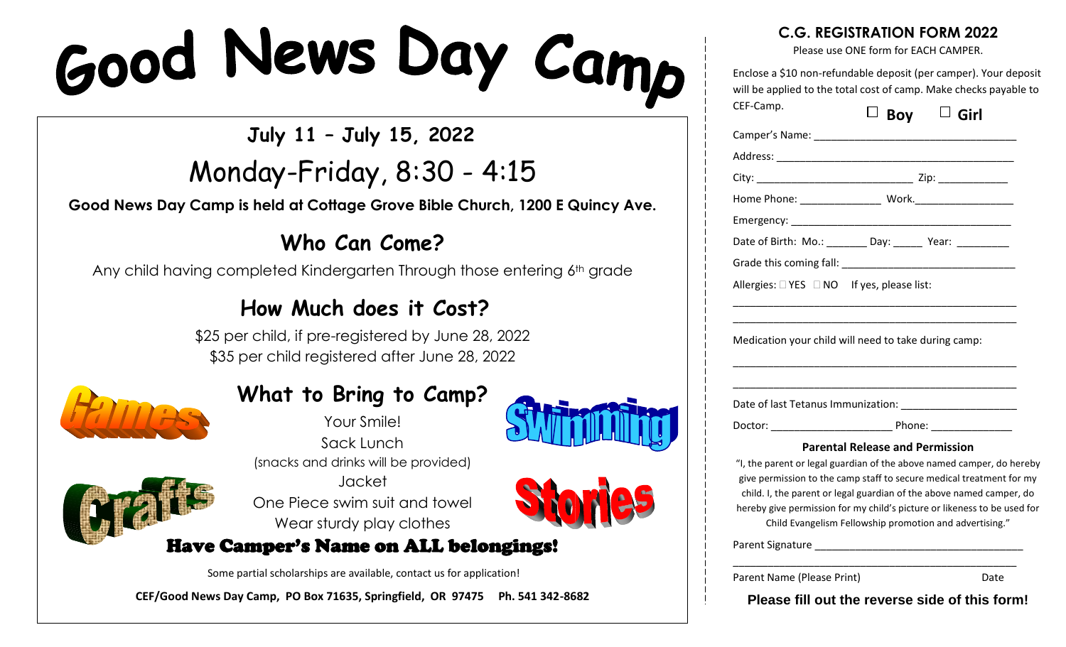# Good News Day Camp

**July 11 – July 15, 2022**

## Monday-Friday, 8:30 - 4:15

**Good News Day Camp is held at Cottage Grove Bible Church, 1200 E Quincy Ave.**

## Who Can Come?

Any child having completed Kindergarten Through those entering 6th grade

## How Much does it Cost?

$25 per child, if pre-registered by June 28, 2022

$35 per child registered after June 28, 2022

Games

## What to Bring to Camp?

Swimming

Your Smile!

Sack Lunch

(snacks and drinks will be provided)

Jacket

One Piece swim suit and towel

Wear sturdy play clothes

Crafts

Stories

**Have Camper's Name on ALL belongings!**

Some partial scholarships are available, contact us for application!

**CEF/Good News Day Camp, PO Box 71635, Springfield, OR 97475 Ph. 541 342-8682**

## C.G. REGISTRATION FORM 2022

Please use ONE form for EACH CAMPER.

Enclose a $10 non-refundable deposit (per camper). Your deposit will be applied to the total cost of camp. Make checks payable to CEF-Camp.

☐ **Boy** ☐ **Girl**

Camper's Name: ______________________________

Address: ______________________________

City: ______________________ Zip: ___________

Home Phone: _____________ Work.________________

Emergency: ______________________________

Date of Birth: Mo.: _______ Day: _____ Year: ________

Grade this coming fall: ______________________________

Allergies: ☐ YES ☐ NO If yes, please list:

______________________________________________

______________________________________________

Medication your child will need to take during camp:

______________________________________________

______________________________________________

Date of last Tetanus Immunization: ___________________

Doctor: ____________________ Phone: _____________

**Parental Release and Permission**

"I, the parent or legal guardian of the above named camper, do hereby give permission to the camp staff to secure medical treatment for my child. I, the parent or legal guardian of the above named camper, do hereby give permission for my child's picture or likeness to be used for Child Evangelism Fellowship promotion and advertising."

Parent Signature ______________________________

______________________________________________

Parent Name (Please Print) Date

**Please fill out the reverse side of this form!**